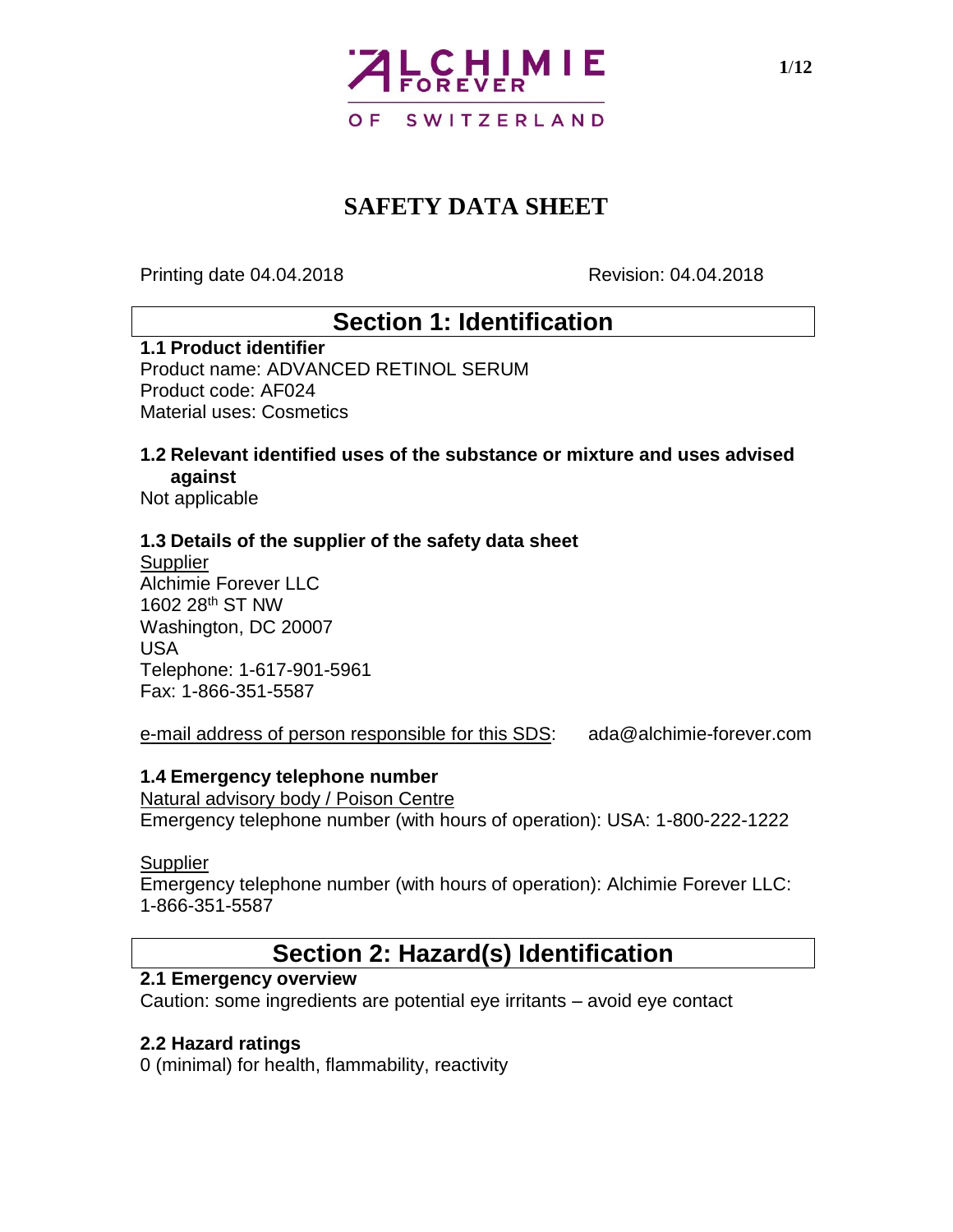ALCHIMIE FOREVER OF SWITZERLAND

# SAFETY DATA SHEET

Printing date 04.04.2018 Revision: 04.04.2018

## Section 1: Identification

### 1.1 Product identifier

Product name: ADVANCED RETINOL SERUM
Product code: AF024
Material uses: Cosmetics

### 1.2 Relevant identified uses of the substance or mixture and uses advised against

Not applicable

### 1.3 Details of the supplier of the safety data sheet

Supplier
Alchimie Forever LLC
1602 28th ST NW
Washington, DC 20007
USA
Telephone: 1-617-901-5961
Fax: 1-866-351-5587

e-mail address of person responsible for this SDS: ada@alchimie-forever.com

### 1.4 Emergency telephone number

Natural advisory body / Poison Centre
Emergency telephone number (with hours of operation): USA: 1-800-222-1222

Supplier
Emergency telephone number (with hours of operation): Alchimie Forever LLC: 1-866-351-5587

## Section 2: Hazard(s) Identification

### 2.1 Emergency overview

Caution: some ingredients are potential eye irritants – avoid eye contact

### 2.2 Hazard ratings

0 (minimal) for health, flammability, reactivity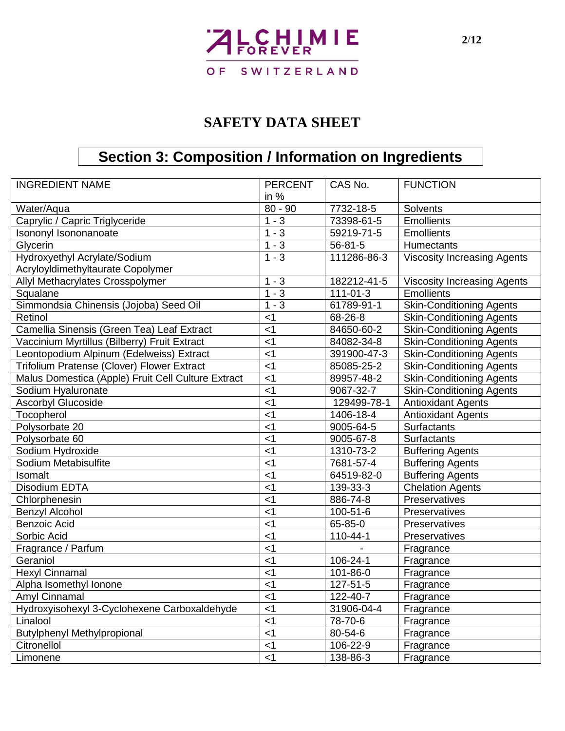# SAFETY DATA SHEET

## Section 3: Composition / Information on Ingredients

| INGREDIENT NAME | PERCENT in % | CAS No. | FUNCTION |
|---|---|---|---|
| Water/Aqua | 80 - 90 | 7732-18-5 | Solvents |
| Caprylic / Capric Triglyceride | 1 - 3 | 73398-61-5 | Emollients |
| Isononyl Isononanoate | 1 - 3 | 59219-71-5 | Emollients |
| Glycerin | 1 - 3 | 56-81-5 | Humectants |
| Hydroxyethyl Acrylate/Sodium Acryloyldimethyltaurate Copolymer | 1 - 3 | 111286-86-3 | Viscosity Increasing Agents |
| Allyl Methacrylates Crosspolymer | 1 - 3 | 182212-41-5 | Viscosity Increasing Agents |
| Squalane | 1 - 3 | 111-01-3 | Emollients |
| Simmondsia Chinensis (Jojoba) Seed Oil | 1 - 3 | 61789-91-1 | Skin-Conditioning Agents |
| Retinol | <1 | 68-26-8 | Skin-Conditioning Agents |
| Camellia Sinensis (Green Tea) Leaf Extract | <1 | 84650-60-2 | Skin-Conditioning Agents |
| Vaccinium Myrtillus (Bilberry) Fruit Extract | <1 | 84082-34-8 | Skin-Conditioning Agents |
| Leontopodium Alpinum (Edelweiss) Extract | <1 | 391900-47-3 | Skin-Conditioning Agents |
| Trifolium Pratense (Clover) Flower Extract | <1 | 85085-25-2 | Skin-Conditioning Agents |
| Malus Domestica (Apple) Fruit Cell Culture Extract | <1 | 89957-48-2 | Skin-Conditioning Agents |
| Sodium Hyaluronate | <1 | 9067-32-7 | Skin-Conditioning Agents |
| Ascorbyl Glucoside | <1 | 129499-78-1 | Antioxidant Agents |
| Tocopherol | <1 | 1406-18-4 | Antioxidant Agents |
| Polysorbate 20 | <1 | 9005-64-5 | Surfactants |
| Polysorbate 60 | <1 | 9005-67-8 | Surfactants |
| Sodium Hydroxide | <1 | 1310-73-2 | Buffering Agents |
| Sodium Metabisulfite | <1 | 7681-57-4 | Buffering Agents |
| Isomalt | <1 | 64519-82-0 | Buffering Agents |
| Disodium EDTA | <1 | 139-33-3 | Chelation Agents |
| Chlorphenesin | <1 | 886-74-8 | Preservatives |
| Benzyl Alcohol | <1 | 100-51-6 | Preservatives |
| Benzoic Acid | <1 | 65-85-0 | Preservatives |
| Sorbic Acid | <1 | 110-44-1 | Preservatives |
| Fragrance / Parfum | <1 | - | Fragrance |
| Geraniol | <1 | 106-24-1 | Fragrance |
| Hexyl Cinnamal | <1 | 101-86-0 | Fragrance |
| Alpha Isomethyl Ionone | <1 | 127-51-5 | Fragrance |
| Amyl Cinnamal | <1 | 122-40-7 | Fragrance |
| Hydroxyisohexyl 3-Cyclohexene Carboxaldehyde | <1 | 31906-04-4 | Fragrance |
| Linalool | <1 | 78-70-6 | Fragrance |
| Butylphenyl Methylpropional | <1 | 80-54-6 | Fragrance |
| Citronellol | <1 | 106-22-9 | Fragrance |
| Limonene | <1 | 138-86-3 | Fragrance |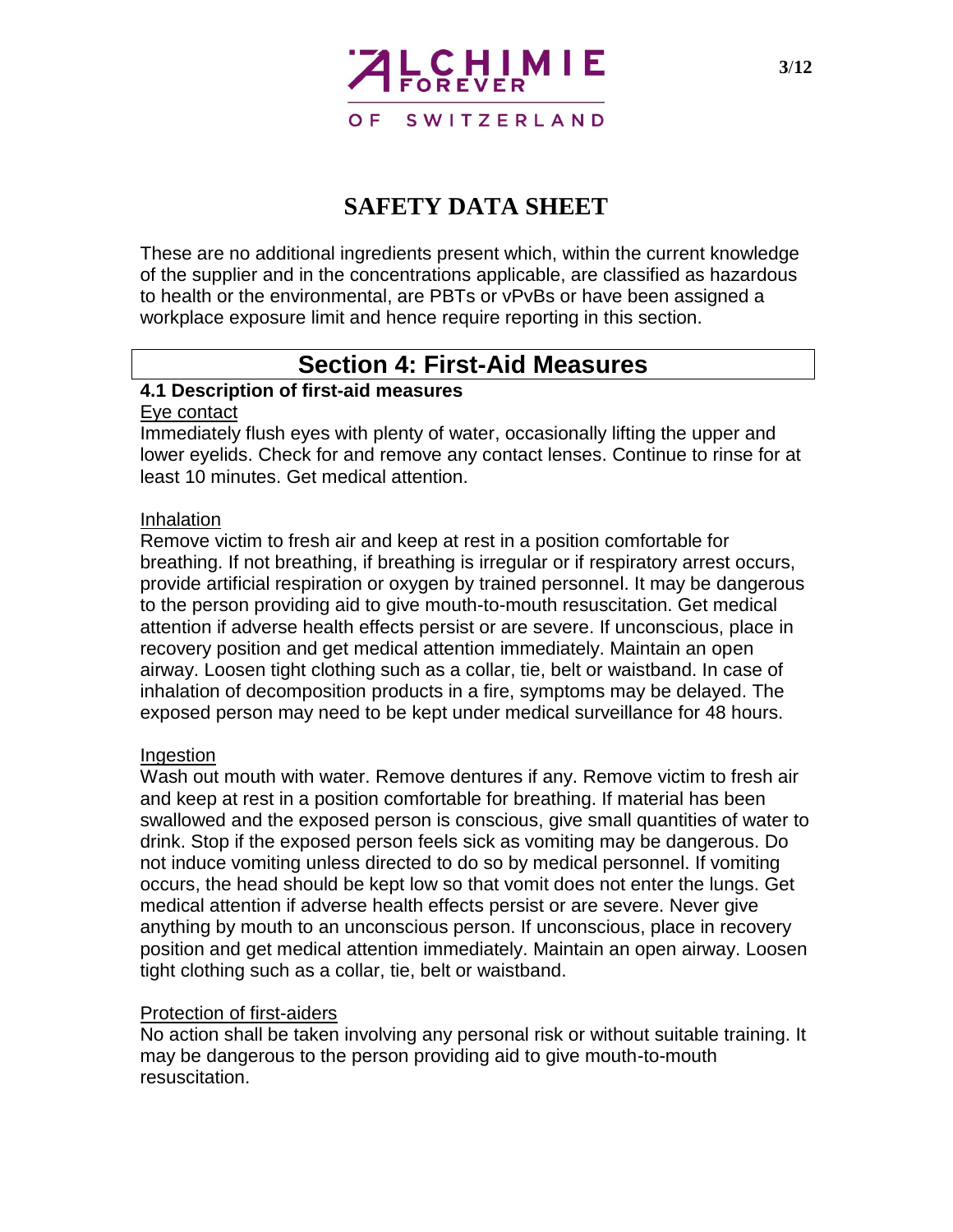# SAFETY DATA SHEET

These are no additional ingredients present which, within the current knowledge of the supplier and in the concentrations applicable, are classified as hazardous to health or the environmental, are PBTs or vPvBs or have been assigned a workplace exposure limit and hence require reporting in this section.

## Section 4: First-Aid Measures

### 4.1 Description of first-aid measures

Eye contact

Immediately flush eyes with plenty of water, occasionally lifting the upper and lower eyelids. Check for and remove any contact lenses. Continue to rinse for at least 10 minutes. Get medical attention.

Inhalation

Remove victim to fresh air and keep at rest in a position comfortable for breathing. If not breathing, if breathing is irregular or if respiratory arrest occurs, provide artificial respiration or oxygen by trained personnel. It may be dangerous to the person providing aid to give mouth-to-mouth resuscitation. Get medical attention if adverse health effects persist or are severe. If unconscious, place in recovery position and get medical attention immediately. Maintain an open airway. Loosen tight clothing such as a collar, tie, belt or waistband. In case of inhalation of decomposition products in a fire, symptoms may be delayed. The exposed person may need to be kept under medical surveillance for 48 hours.

Ingestion

Wash out mouth with water. Remove dentures if any. Remove victim to fresh air and keep at rest in a position comfortable for breathing. If material has been swallowed and the exposed person is conscious, give small quantities of water to drink. Stop if the exposed person feels sick as vomiting may be dangerous. Do not induce vomiting unless directed to do so by medical personnel. If vomiting occurs, the head should be kept low so that vomit does not enter the lungs. Get medical attention if adverse health effects persist or are severe. Never give anything by mouth to an unconscious person. If unconscious, place in recovery position and get medical attention immediately. Maintain an open airway. Loosen tight clothing such as a collar, tie, belt or waistband.

Protection of first-aiders

No action shall be taken involving any personal risk or without suitable training. It may be dangerous to the person providing aid to give mouth-to-mouth resuscitation.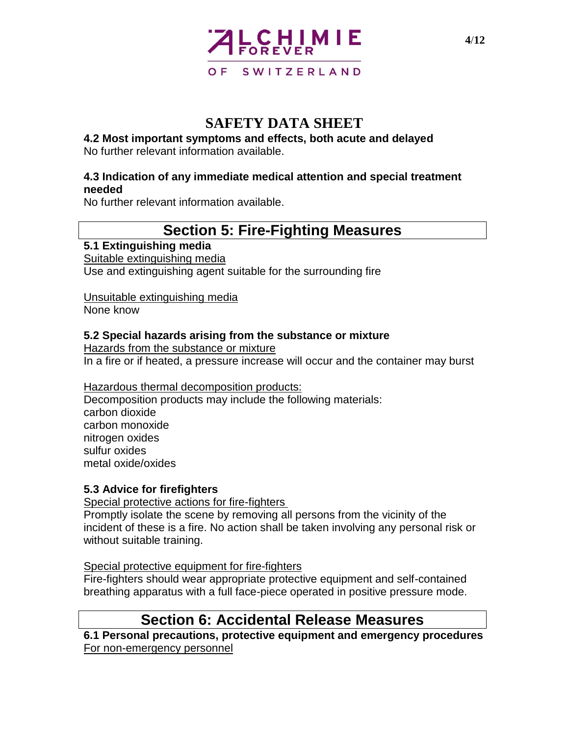# SAFETY DATA SHEET

### 4.2 Most important symptoms and effects, both acute and delayed

No further relevant information available.

### 4.3 Indication of any immediate medical attention and special treatment needed

No further relevant information available.

## Section 5: Fire-Fighting Measures

### 5.1 Extinguishing media

Suitable extinguishing media

Use and extinguishing agent suitable for the surrounding fire

Unsuitable extinguishing media

None know

### 5.2 Special hazards arising from the substance or mixture

Hazards from the substance or mixture

In a fire or if heated, a pressure increase will occur and the container may burst

Hazardous thermal decomposition products:

Decomposition products may include the following materials:
carbon dioxide
carbon monoxide
nitrogen oxides
sulfur oxides
metal oxide/oxides

### 5.3 Advice for firefighters

Special protective actions for fire-fighters

Promptly isolate the scene by removing all persons from the vicinity of the incident of these is a fire. No action shall be taken involving any personal risk or without suitable training.

Special protective equipment for fire-fighters

Fire-fighters should wear appropriate protective equipment and self-contained breathing apparatus with a full face-piece operated in positive pressure mode.

## Section 6: Accidental Release Measures

### 6.1 Personal precautions, protective equipment and emergency procedures

For non-emergency personnel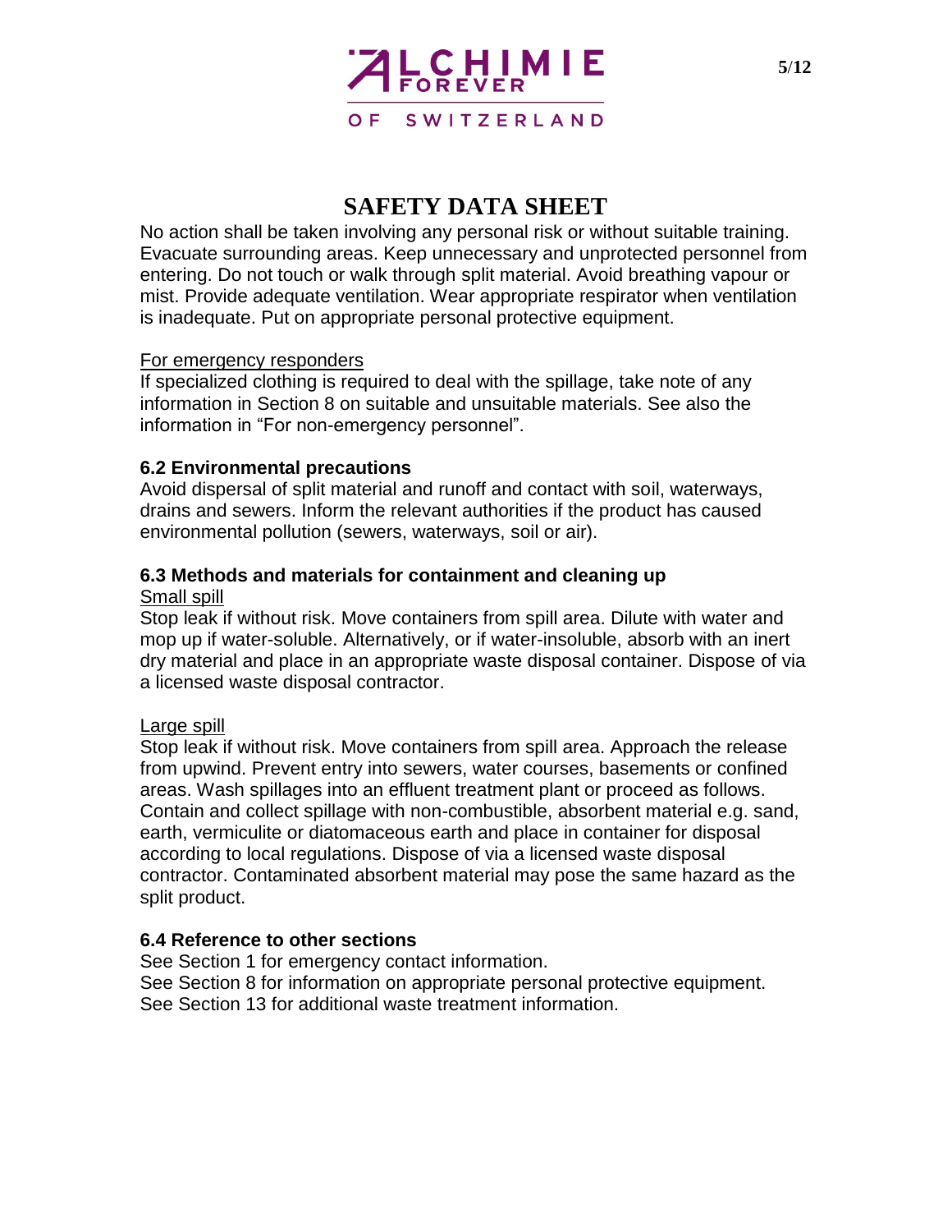# SAFETY DATA SHEET

No action shall be taken involving any personal risk or without suitable training. Evacuate surrounding areas. Keep unnecessary and unprotected personnel from entering. Do not touch or walk through split material. Avoid breathing vapour or mist. Provide adequate ventilation. Wear appropriate respirator when ventilation is inadequate. Put on appropriate personal protective equipment.

For emergency responders

If specialized clothing is required to deal with the spillage, take note of any information in Section 8 on suitable and unsuitable materials. See also the information in "For non-emergency personnel".

### 6.2 Environmental precautions

Avoid dispersal of split material and runoff and contact with soil, waterways, drains and sewers. Inform the relevant authorities if the product has caused environmental pollution (sewers, waterways, soil or air).

### 6.3 Methods and materials for containment and cleaning up

Small spill

Stop leak if without risk. Move containers from spill area. Dilute with water and mop up if water-soluble. Alternatively, or if water-insoluble, absorb with an inert dry material and place in an appropriate waste disposal container. Dispose of via a licensed waste disposal contractor.

Large spill

Stop leak if without risk. Move containers from spill area. Approach the release from upwind. Prevent entry into sewers, water courses, basements or confined areas. Wash spillages into an effluent treatment plant or proceed as follows. Contain and collect spillage with non-combustible, absorbent material e.g. sand, earth, vermiculite or diatomaceous earth and place in container for disposal according to local regulations. Dispose of via a licensed waste disposal contractor. Contaminated absorbent material may pose the same hazard as the split product.

### 6.4 Reference to other sections

See Section 1 for emergency contact information.
See Section 8 for information on appropriate personal protective equipment.
See Section 13 for additional waste treatment information.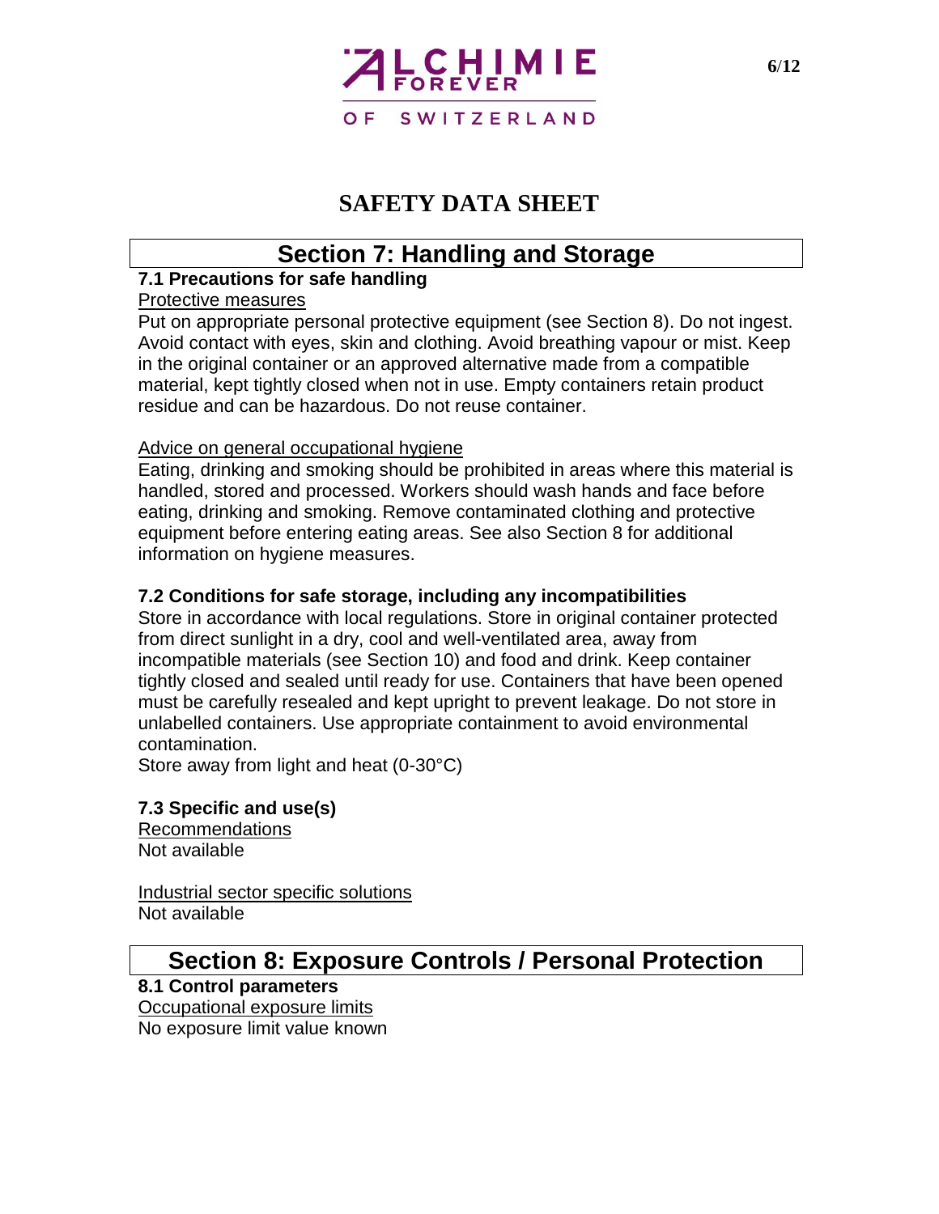# SAFETY DATA SHEET

## Section 7: Handling and Storage

### 7.1 Precautions for safe handling

Protective measures

Put on appropriate personal protective equipment (see Section 8). Do not ingest. Avoid contact with eyes, skin and clothing. Avoid breathing vapour or mist. Keep in the original container or an approved alternative made from a compatible material, kept tightly closed when not in use. Empty containers retain product residue and can be hazardous. Do not reuse container.

Advice on general occupational hygiene

Eating, drinking and smoking should be prohibited in areas where this material is handled, stored and processed. Workers should wash hands and face before eating, drinking and smoking. Remove contaminated clothing and protective equipment before entering eating areas. See also Section 8 for additional information on hygiene measures.

### 7.2 Conditions for safe storage, including any incompatibilities

Store in accordance with local regulations. Store in original container protected from direct sunlight in a dry, cool and well-ventilated area, away from incompatible materials (see Section 10) and food and drink. Keep container tightly closed and sealed until ready for use. Containers that have been opened must be carefully resealed and kept upright to prevent leakage. Do not store in unlabelled containers. Use appropriate containment to avoid environmental contamination.

Store away from light and heat (0-30°C)

### 7.3 Specific and use(s)

Recommendations

Not available

Industrial sector specific solutions

Not available

## Section 8: Exposure Controls / Personal Protection

### 8.1 Control parameters

Occupational exposure limits

No exposure limit value known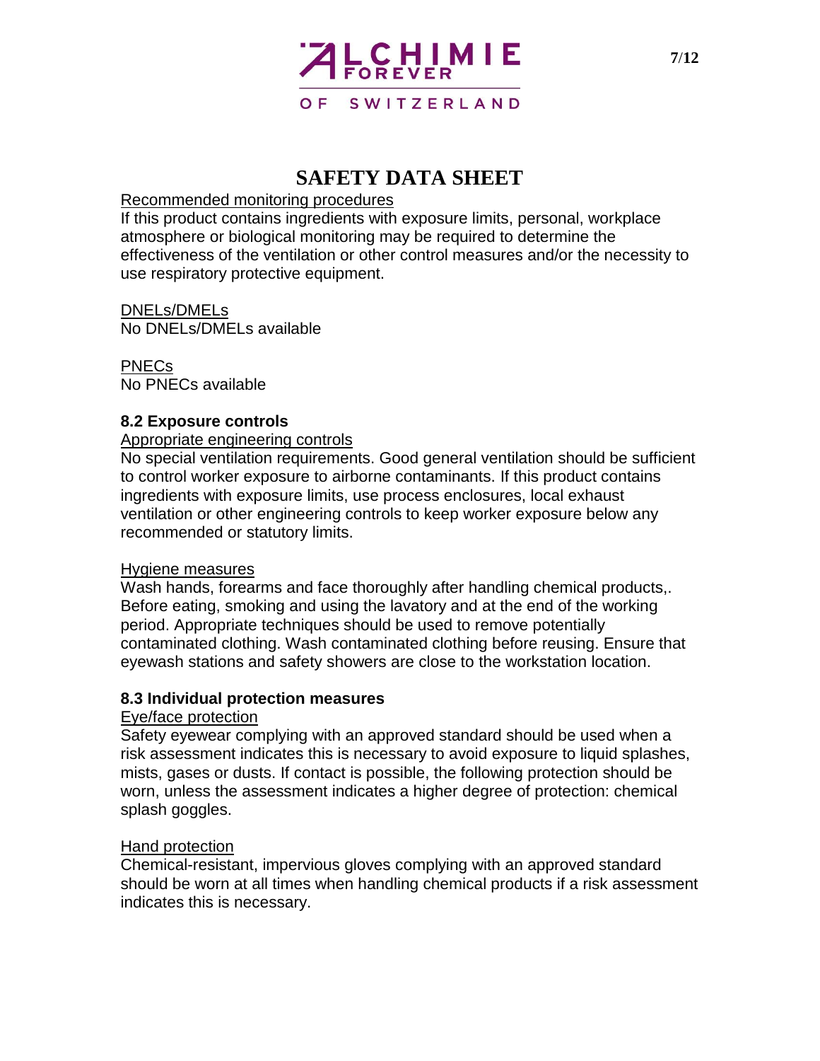# SAFETY DATA SHEET

Recommended monitoring procedures

If this product contains ingredients with exposure limits, personal, workplace atmosphere or biological monitoring may be required to determine the effectiveness of the ventilation or other control measures and/or the necessity to use respiratory protective equipment.

DNELs/DMELs

No DNELs/DMELs available

PNECs

No PNECs available

**8.2 Exposure controls**

Appropriate engineering controls

No special ventilation requirements. Good general ventilation should be sufficient to control worker exposure to airborne contaminants. If this product contains ingredients with exposure limits, use process enclosures, local exhaust ventilation or other engineering controls to keep worker exposure below any recommended or statutory limits.

Hygiene measures

Wash hands, forearms and face thoroughly after handling chemical products,. Before eating, smoking and using the lavatory and at the end of the working period. Appropriate techniques should be used to remove potentially contaminated clothing. Wash contaminated clothing before reusing. Ensure that eyewash stations and safety showers are close to the workstation location.

**8.3 Individual protection measures**

Eye/face protection

Safety eyewear complying with an approved standard should be used when a risk assessment indicates this is necessary to avoid exposure to liquid splashes, mists, gases or dusts. If contact is possible, the following protection should be worn, unless the assessment indicates a higher degree of protection: chemical splash goggles.

Hand protection

Chemical-resistant, impervious gloves complying with an approved standard should be worn at all times when handling chemical products if a risk assessment indicates this is necessary.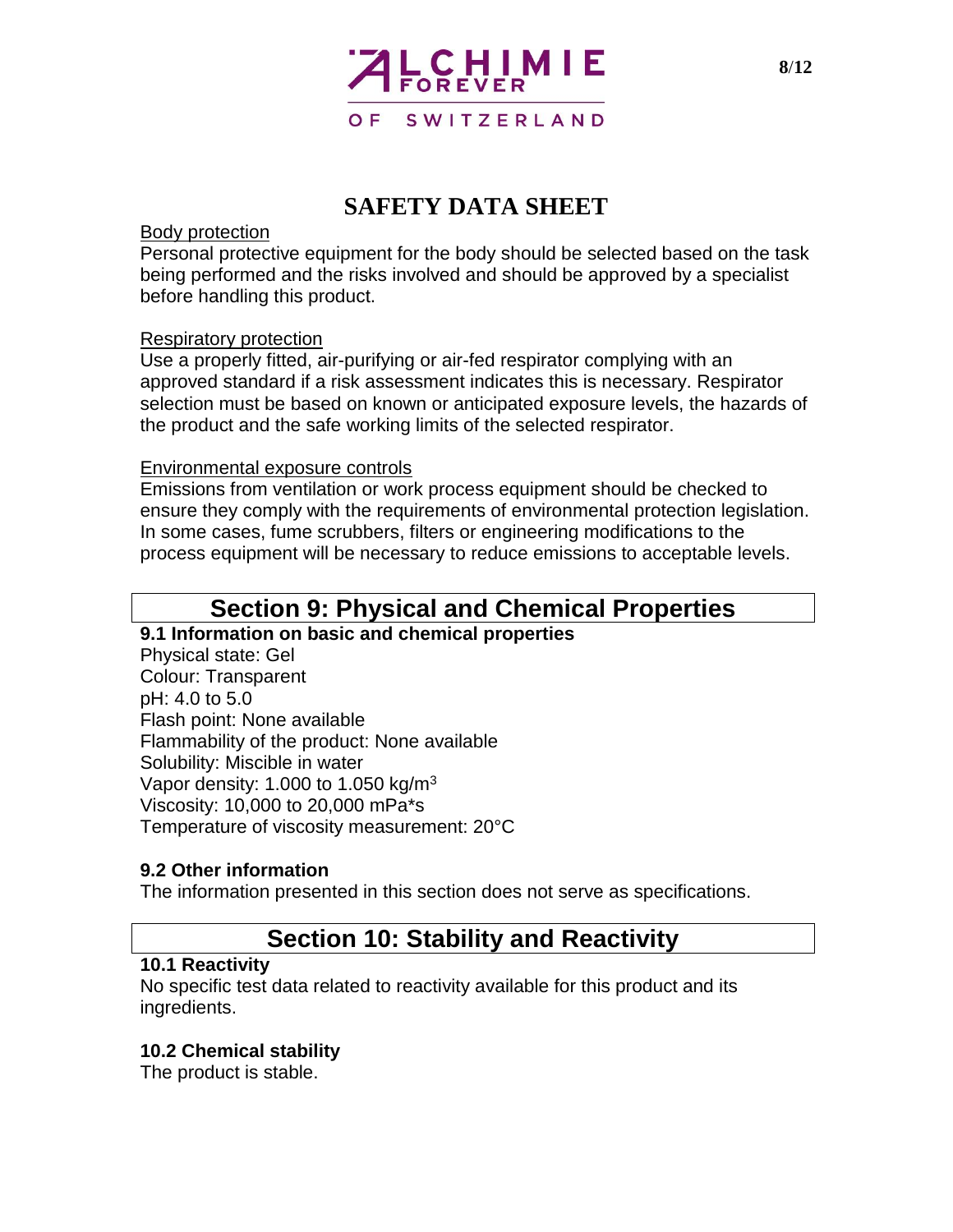# SAFETY DATA SHEET

Body protection

Personal protective equipment for the body should be selected based on the task being performed and the risks involved and should be approved by a specialist before handling this product.

Respiratory protection

Use a properly fitted, air-purifying or air-fed respirator complying with an approved standard if a risk assessment indicates this is necessary. Respirator selection must be based on known or anticipated exposure levels, the hazards of the product and the safe working limits of the selected respirator.

Environmental exposure controls

Emissions from ventilation or work process equipment should be checked to ensure they comply with the requirements of environmental protection legislation. In some cases, fume scrubbers, filters or engineering modifications to the process equipment will be necessary to reduce emissions to acceptable levels.

## Section 9: Physical and Chemical Properties

**9.1 Information on basic and chemical properties**

Physical state: Gel
Colour: Transparent
pH: 4.0 to 5.0
Flash point: None available
Flammability of the product: None available
Solubility: Miscible in water
Vapor density: 1.000 to 1.050 kg/$m^3$
Viscosity: 10,000 to 20,000 mPa*s
Temperature of viscosity measurement: 20°C

**9.2 Other information**

The information presented in this section does not serve as specifications.

## Section 10: Stability and Reactivity

**10.1 Reactivity**

No specific test data related to reactivity available for this product and its ingredients.

**10.2 Chemical stability**

The product is stable.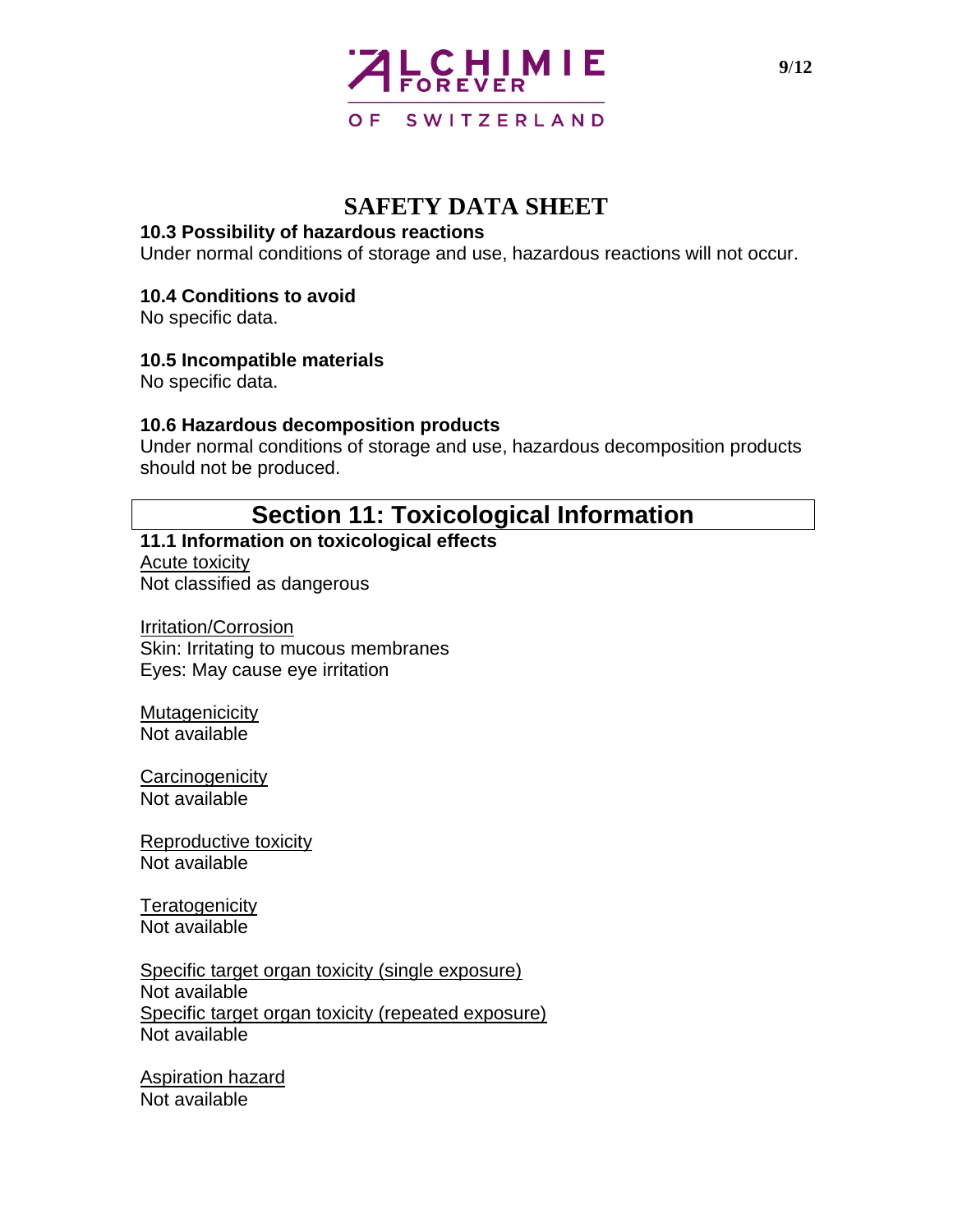# SAFETY DATA SHEET

### 10.3 Possibility of hazardous reactions

Under normal conditions of storage and use, hazardous reactions will not occur.

### 10.4 Conditions to avoid

No specific data.

### 10.5 Incompatible materials

No specific data.

### 10.6 Hazardous decomposition products

Under normal conditions of storage and use, hazardous decomposition products should not be produced.

## Section 11: Toxicological Information

### 11.1 Information on toxicological effects

Acute toxicity
Not classified as dangerous

Irritation/Corrosion
Skin: Irritating to mucous membranes
Eyes: May cause eye irritation

Mutagenicicity
Not available

Carcinogenicity
Not available

Reproductive toxicity
Not available

Teratogenicity
Not available

Specific target organ toxicity (single exposure)
Not available
Specific target organ toxicity (repeated exposure)
Not available

Aspiration hazard
Not available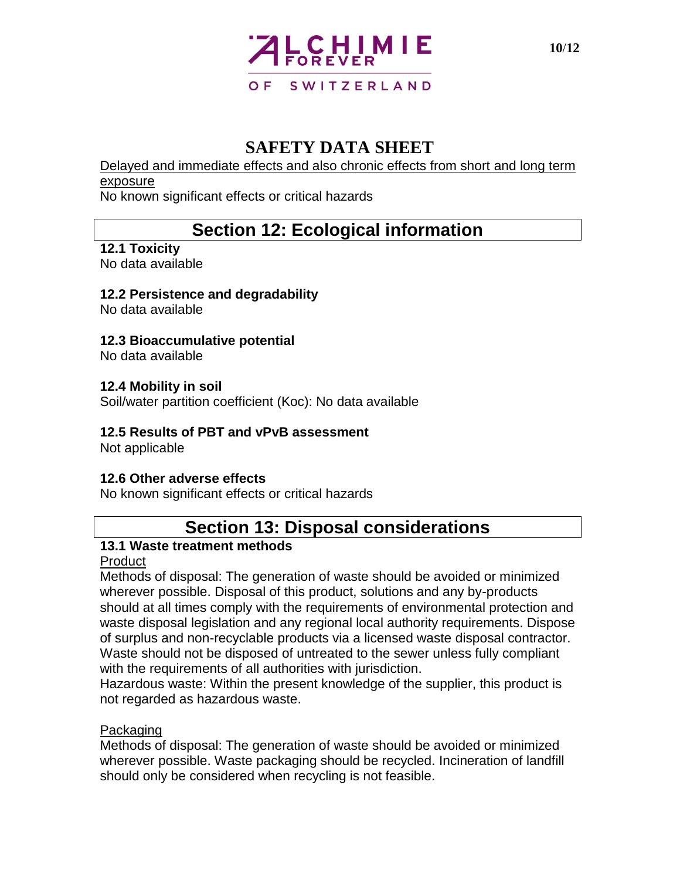Delayed and immediate effects and also chronic effects from short and long term exposure

No known significant effects or critical hazards

## Section 12: Ecological information

**12.1 Toxicity**
No data available

**12.2 Persistence and degradability**
No data available

**12.3 Bioaccumulative potential**
No data available

**12.4 Mobility in soil**
Soil/water partition coefficient (Koc): No data available

**12.5 Results of PBT and vPvB assessment**
Not applicable

**12.6 Other adverse effects**
No known significant effects or critical hazards

## Section 13: Disposal considerations

**13.1 Waste treatment methods**

Product

Methods of disposal: The generation of waste should be avoided or minimized wherever possible. Disposal of this product, solutions and any by-products should at all times comply with the requirements of environmental protection and waste disposal legislation and any regional local authority requirements. Dispose of surplus and non-recyclable products via a licensed waste disposal contractor. Waste should not be disposed of untreated to the sewer unless fully compliant with the requirements of all authorities with jurisdiction.

Hazardous waste: Within the present knowledge of the supplier, this product is not regarded as hazardous waste.

Packaging

Methods of disposal: The generation of waste should be avoided or minimized wherever possible. Waste packaging should be recycled. Incineration of landfill should only be considered when recycling is not feasible.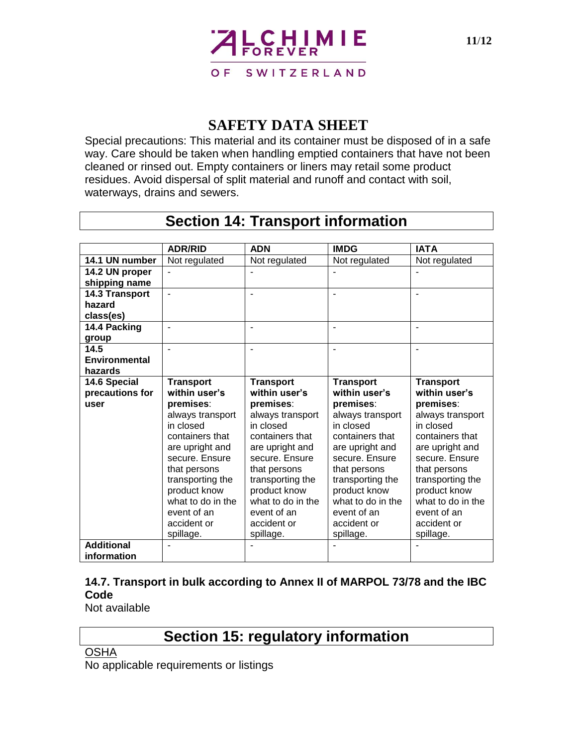# SAFETY DATA SHEET

Special precautions: This material and its container must be disposed of in a safe way. Care should be taken when handling emptied containers that have not been cleaned or rinsed out. Empty containers or liners may retail some product residues. Avoid dispersal of split material and runoff and contact with soil, waterways, drains and sewers.

## Section 14: Transport information

| | ADR/RID | ADN | IMDG | IATA |
|---|---|---|---|---|
| **14.1 UN number** | Not regulated | Not regulated | Not regulated | Not regulated |
| **14.2 UN proper shipping name** | - | - | - | - |
| **14.3 Transport hazard class(es)** | - | - | - | - |
| **14.4 Packing group** | - | - | - | - |
| **14.5 Environmental hazards** | - | - | - | - |
| **14.6 Special precautions for user** | **Transport within user's premises**: always transport in closed containers that are upright and secure. Ensure that persons transporting the product know what to do in the event of an accident or spillage. | **Transport within user's premises**: always transport in closed containers that are upright and secure. Ensure that persons transporting the product know what to do in the event of an accident or spillage. | **Transport within user's premises**: always transport in closed containers that are upright and secure. Ensure that persons transporting the product know what to do in the event of an accident or spillage. | **Transport within user's premises**: always transport in closed containers that are upright and secure. Ensure that persons transporting the product know what to do in the event of an accident or spillage. |
| **Additional information** | - | - | - | - |

### 14.7. Transport in bulk according to Annex II of MARPOL 73/78 and the IBC Code

Not available

## Section 15: regulatory information

OSHA

No applicable requirements or listings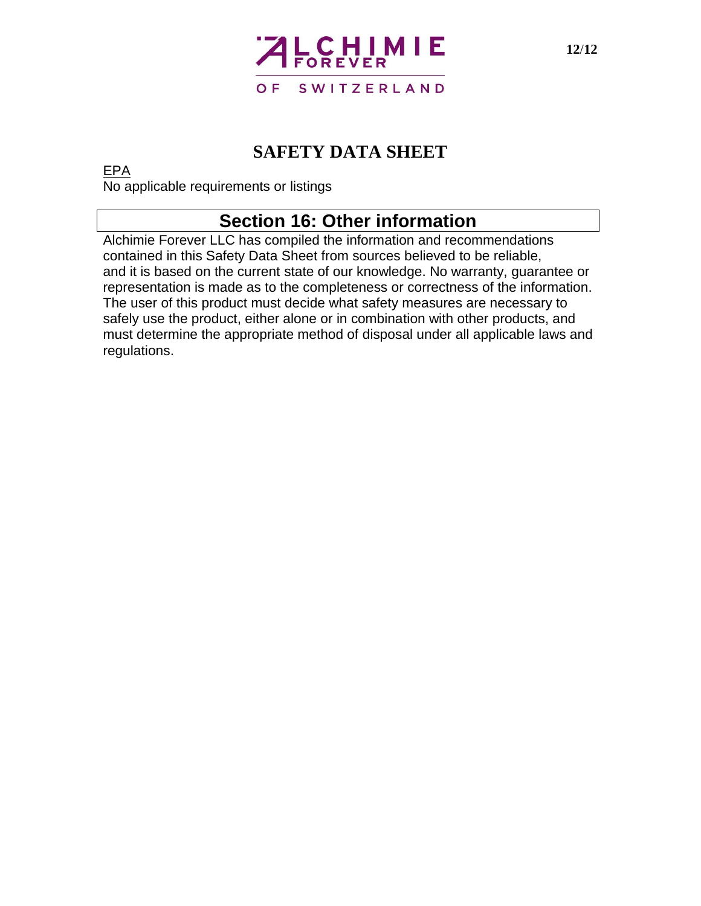EPA

No applicable requirements or listings

## Section 16: Other information

Alchimie Forever LLC has compiled the information and recommendations contained in this Safety Data Sheet from sources believed to be reliable, and it is based on the current state of our knowledge. No warranty, guarantee or representation is made as to the completeness or correctness of the information. The user of this product must decide what safety measures are necessary to safely use the product, either alone or in combination with other products, and must determine the appropriate method of disposal under all applicable laws and regulations.